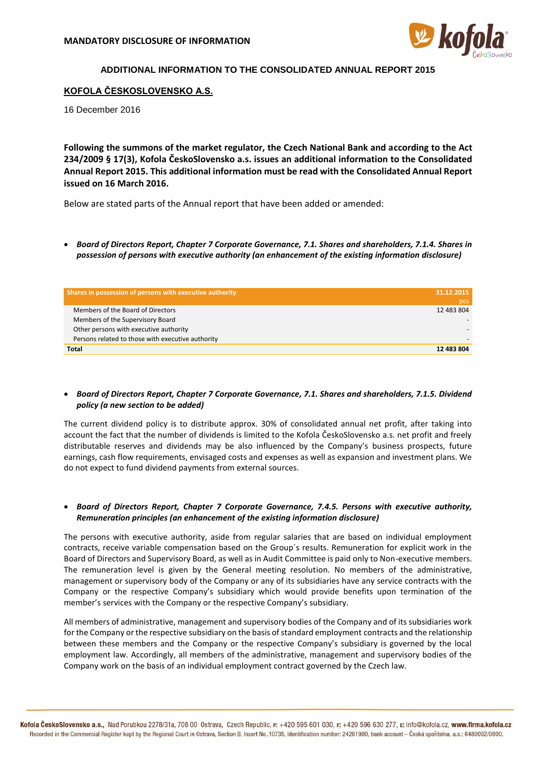**MANDATORY DISCLOSURE OF INFORMATION**

## ADDITIONAL INFORMATION TO THE CONSOLIDATED ANNUAL REPORT 2015

### KOFOLA ČESKOSLOVENSKO A.S.

16 December 2016

**Following the summons of the market regulator, the Czech National Bank and according to the Act 234/2009 § 17(3), Kofola ČeskoSlovensko a.s. issues an additional information to the Consolidated Annual Report 2015. This additional information must be read with the Consolidated Annual Report issued on 16 March 2016.**

Below are stated parts of the Annual report that have been added or amended:

- ***Board of Directors Report, Chapter 7 Corporate Governance, 7.1. Shares and shareholders, 7.1.4. Shares in possession of persons with executive authority (an enhancement of the existing information disclosure)***

| Shares in possession of persons with executive authority | 31.12.2015 pcs |
|---|---|
| Members of the Board of Directors | 12 483 804 |
| Members of the Supervisory Board | - |
| Other persons with executive authority | - |
| Persons related to those with executive authority | - |
| **Total** | **12 483 804** |

- ***Board of Directors Report, Chapter 7 Corporate Governance, 7.1. Shares and shareholders, 7.1.5. Dividend policy (a new section to be added)***

The current dividend policy is to distribute approx. 30% of consolidated annual net profit, after taking into account the fact that the number of dividends is limited to the Kofola ČeskoSlovensko a.s. net profit and freely distributable reserves and dividends may be also influenced by the Company's business prospects, future earnings, cash flow requirements, envisaged costs and expenses as well as expansion and investment plans. We do not expect to fund dividend payments from external sources.

- ***Board of Directors Report, Chapter 7 Corporate Governance, 7.4.5. Persons with executive authority, Remuneration principles (an enhancement of the existing information disclosure)***

The persons with executive authority, aside from regular salaries that are based on individual employment contracts, receive variable compensation based on the Group´s results. Remuneration for explicit work in the Board of Directors and Supervisory Board, as well as in Audit Committee is paid only to Non-executive members. The remuneration level is given by the General meeting resolution. No members of the administrative, management or supervisory body of the Company or any of its subsidiaries have any service contracts with the Company or the respective Company's subsidiary which would provide benefits upon termination of the member's services with the Company or the respective Company's subsidiary.

All members of administrative, management and supervisory bodies of the Company and of its subsidiaries work for the Company or the respective subsidiary on the basis of standard employment contracts and the relationship between these members and the Company or the respective Company's subsidiary is governed by the local employment law. Accordingly, all members of the administrative, management and supervisory bodies of the Company work on the basis of an individual employment contract governed by the Czech law.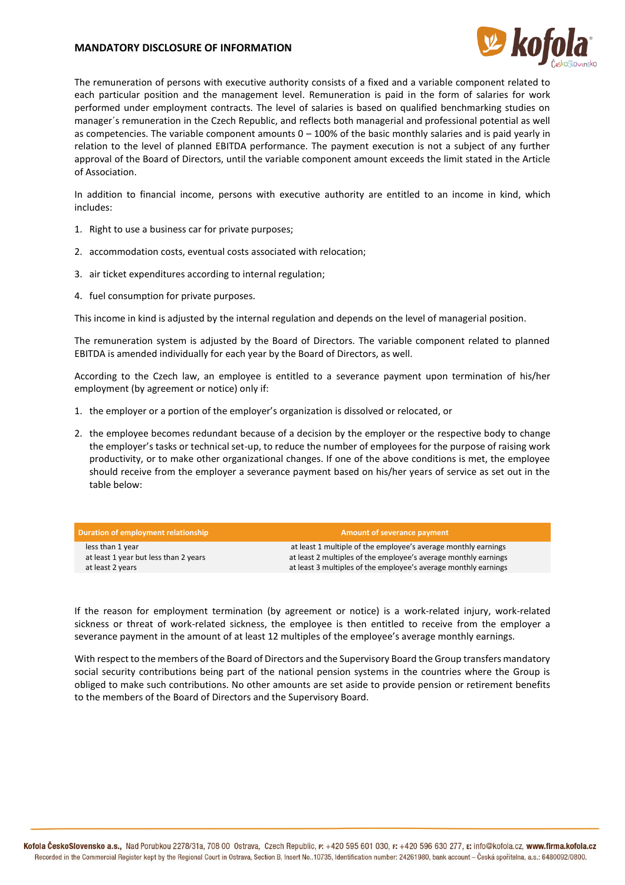# MANDATORY DISCLOSURE OF INFORMATION

The remuneration of persons with executive authority consists of a fixed and a variable component related to each particular position and the management level. Remuneration is paid in the form of salaries for work performed under employment contracts. The level of salaries is based on qualified benchmarking studies on manager´s remuneration in the Czech Republic, and reflects both managerial and professional potential as well as competencies. The variable component amounts 0 – 100% of the basic monthly salaries and is paid yearly in relation to the level of planned EBITDA performance. The payment execution is not a subject of any further approval of the Board of Directors, until the variable component amount exceeds the limit stated in the Article of Association.

In addition to financial income, persons with executive authority are entitled to an income in kind, which includes:

1. Right to use a business car for private purposes;
2. accommodation costs, eventual costs associated with relocation;
3. air ticket expenditures according to internal regulation;
4. fuel consumption for private purposes.

This income in kind is adjusted by the internal regulation and depends on the level of managerial position.

The remuneration system is adjusted by the Board of Directors. The variable component related to planned EBITDA is amended individually for each year by the Board of Directors, as well.

According to the Czech law, an employee is entitled to a severance payment upon termination of his/her employment (by agreement or notice) only if:

1. the employer or a portion of the employer's organization is dissolved or relocated, or
2. the employee becomes redundant because of a decision by the employer or the respective body to change the employer's tasks or technical set-up, to reduce the number of employees for the purpose of raising work productivity, or to make other organizational changes. If one of the above conditions is met, the employee should receive from the employer a severance payment based on his/her years of service as set out in the table below:

| Duration of employment relationship | Amount of severance payment |
|---|---|
| less than 1 year | at least 1 multiple of the employee's average monthly earnings |
| at least 1 year but less than 2 years | at least 2 multiples of the employee's average monthly earnings |
| at least 2 years | at least 3 multiples of the employee's average monthly earnings |

If the reason for employment termination (by agreement or notice) is a work-related injury, work-related sickness or threat of work-related sickness, the employee is then entitled to receive from the employer a severance payment in the amount of at least 12 multiples of the employee's average monthly earnings.

With respect to the members of the Board of Directors and the Supervisory Board the Group transfers mandatory social security contributions being part of the national pension systems in the countries where the Group is obliged to make such contributions. No other amounts are set aside to provide pension or retirement benefits to the members of the Board of Directors and the Supervisory Board.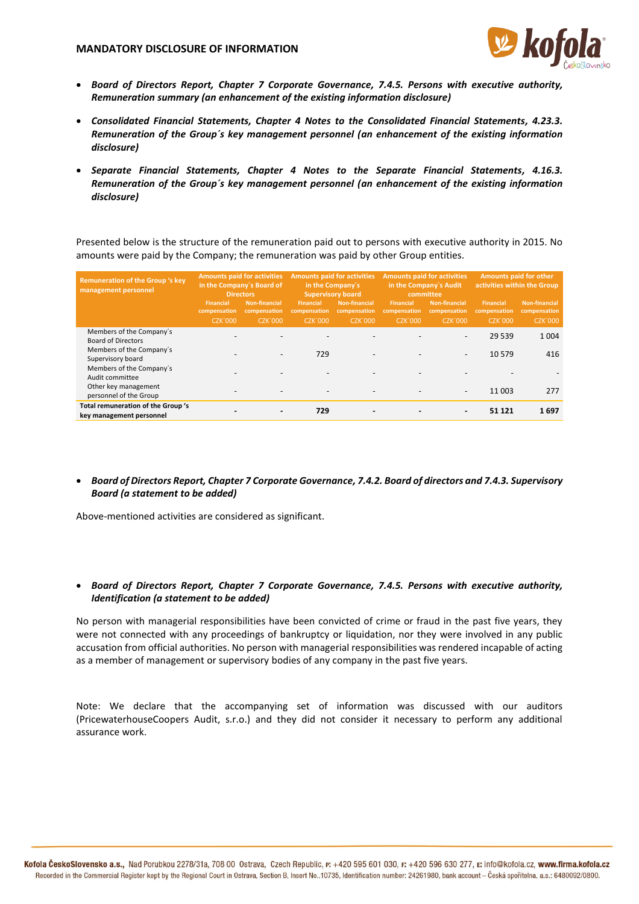## MANDATORY DISCLOSURE OF INFORMATION

- ***Board of Directors Report, Chapter 7 Corporate Governance, 7.4.5. Persons with executive authority, Remuneration summary (an enhancement of the existing information disclosure)***
- ***Consolidated Financial Statements, Chapter 4 Notes to the Consolidated Financial Statements, 4.23.3. Remuneration of the Group´s key management personnel (an enhancement of the existing information disclosure)***
- ***Separate Financial Statements, Chapter 4 Notes to the Separate Financial Statements, 4.16.3. Remuneration of the Group´s key management personnel (an enhancement of the existing information disclosure)***

Presented below is the structure of the remuneration paid out to persons with executive authority in 2015. No amounts were paid by the Company; the remuneration was paid by other Group entities.

| Remuneration of the Group 's key management personnel | Amounts paid for activities in the Company's Board of Directors | | Amounts paid for activities in the Company's Supervisory board | | Amounts paid for activities in the Company's Audit committee | | Amounts paid for other activities within the Group | |
|---|---|---|---|---|---|---|---|---|
| | Financial compensation CZK'000 | Non-financial compensation CZK'000 | Financial compensation CZK'000 | Non-financial compensation CZK'000 | Financial compensation CZK'000 | Non-financial compensation CZK'000 | Financial compensation CZK'000 | Non-financial compensation CZK'000 |
| Members of the Company's Board of Directors | - | - | - | - | - | - | 29 539 | 1 004 |
| Members of the Company's Supervisory board | - | - | 729 | - | - | - | 10 579 | 416 |
| Members of the Company's Audit committee | - | - | - | - | - | - | - | - |
| Other key management personnel of the Group | - | - | - | - | - | - | 11 003 | 277 |
| **Total remuneration of the Group 's key management personnel** | **-** | **-** | **729** | **-** | **-** | **-** | **51 121** | **1 697** |

- ***Board of Directors Report, Chapter 7 Corporate Governance, 7.4.2. Board of directors and 7.4.3. Supervisory Board (a statement to be added)***

Above-mentioned activities are considered as significant.

- ***Board of Directors Report, Chapter 7 Corporate Governance, 7.4.5. Persons with executive authority, Identification (a statement to be added)***

No person with managerial responsibilities have been convicted of crime or fraud in the past five years, they were not connected with any proceedings of bankruptcy or liquidation, nor they were involved in any public accusation from official authorities. No person with managerial responsibilities was rendered incapable of acting as a member of management or supervisory bodies of any company in the past five years.

Note: We declare that the accompanying set of information was discussed with our auditors (PricewaterhouseCoopers Audit, s.r.o.) and they did not consider it necessary to perform any additional assurance work.